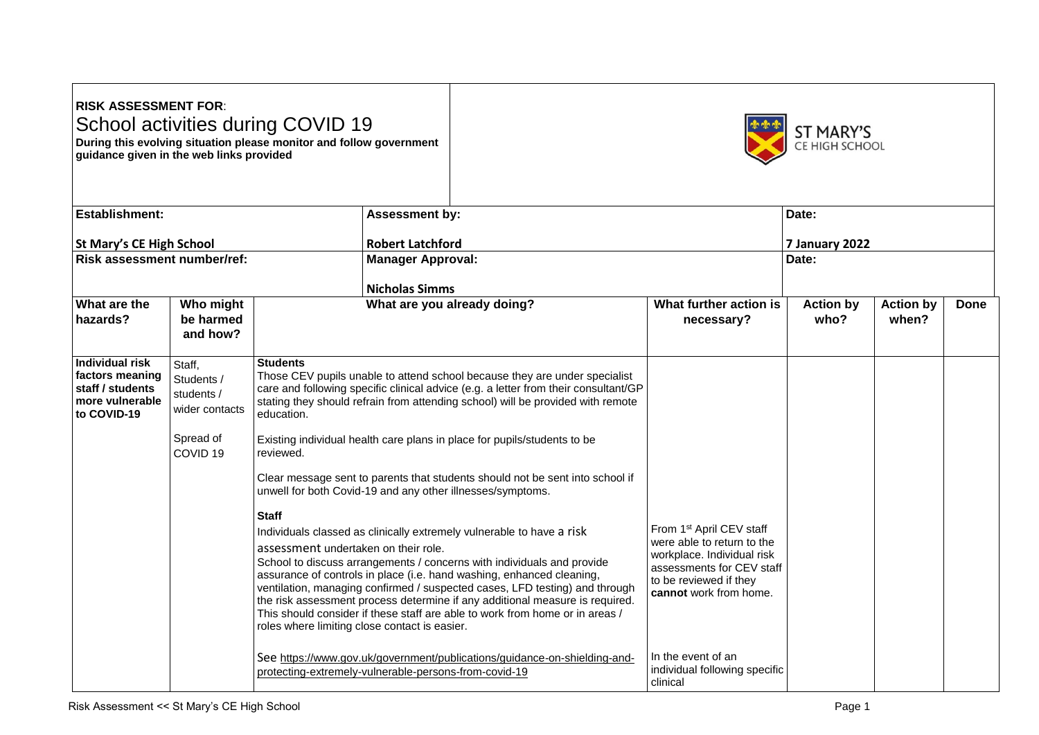**RISK ASSESSMENT FOR**:

# School activities during COVID 19

**During this evolving situation please monitor and follow government guidance given in the web links provided**

ST MARY'S CE HIGH SCHOOL

| **Establishment:** | **Assessment by:** | **Date:** |
|---|---|---|
| **St Mary's CE High School** | **Robert Latchford** | **7 January 2022** |
| **Risk assessment number/ref:** | **Manager Approval:** | **Date:** |
| | **Nicholas Simms** | |

| What are the hazards? | Who might be harmed and how? | What are you already doing? | What further action is necessary? | Action by who? | Action by when? | Done |
|---|---|---|---|---|---|---|
| **Individual risk factors meaning staff / students more vulnerable to COVID-19** | Staff, Students / students / wider contacts<br><br>Spread of COVID 19 | **Students**<br>Those CEV pupils unable to attend school because they are under specialist care and following specific clinical advice (e.g. a letter from their consultant/GP stating they should refrain from attending school) will be provided with remote education.<br><br>Existing individual health care plans in place for pupils/students to be reviewed.<br><br>Clear message sent to parents that students should not be sent into school if unwell for both Covid-19 and any other illnesses/symptoms.<br><br>**Staff**<br>Individuals classed as clinically extremely vulnerable to have a risk assessment undertaken on their role.<br>School to discuss arrangements / concerns with individuals and provide assurance of controls in place (i.e. hand washing, enhanced cleaning, ventilation, managing confirmed / suspected cases, LFD testing) and through the risk assessment process determine if any additional measure is required. This should consider if these staff are able to work from home or in areas / roles where limiting close contact is easier.<br><br>See https://www.gov.uk/government/publications/guidance-on-shielding-and-protecting-extremely-vulnerable-persons-from-covid-19 | From 1st April CEV staff were able to return to the workplace. Individual risk assessments for CEV staff to be reviewed if they **cannot** work from home.<br><br>In the event of an individual following specific clinical | | | |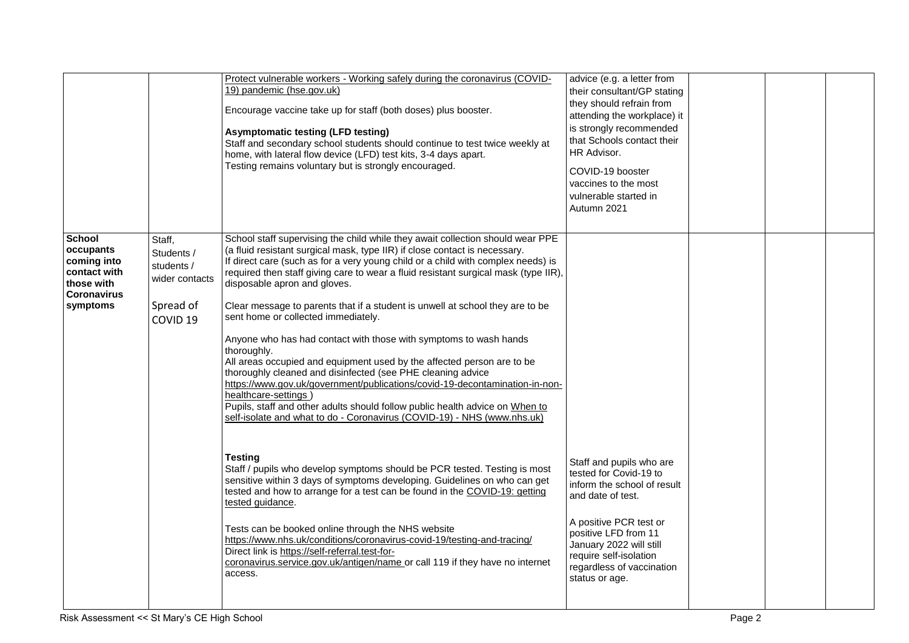| | | | | | | |
|---|---|---|---|---|---|---|
| | | Protect vulnerable workers - Working safely during the coronavirus (COVID-19) pandemic (hse.gov.uk)<br><br>Encourage vaccine take up for staff (both doses) plus booster.<br><br>**Asymptomatic testing (LFD testing)**<br>Staff and secondary school students should continue to test twice weekly at home, with lateral flow device (LFD) test kits, 3-4 days apart.<br>Testing remains voluntary but is strongly encouraged. | advice (e.g. a letter from their consultant/GP stating they should refrain from attending the workplace) it is strongly recommended that Schools contact their HR Advisor.<br><br>COVID-19 booster vaccines to the most vulnerable started in Autumn 2021 | | | |
| **School occupants coming into contact with those with Coronavirus symptoms** | Staff, Students / students / wider contacts<br><br>Spread of COVID 19 | School staff supervising the child while they await collection should wear PPE (a fluid resistant surgical mask, type IIR) if close contact is necessary.<br>If direct care (such as for a very young child or a child with complex needs) is required then staff giving care to wear a fluid resistant surgical mask (type IIR), disposable apron and gloves.<br><br>Clear message to parents that if a student is unwell at school they are to be sent home or collected immediately.<br><br>Anyone who has had contact with those with symptoms to wash hands thoroughly.<br>All areas occupied and equipment used by the affected person are to be thoroughly cleaned and disinfected (see PHE cleaning advice https://www.gov.uk/government/publications/covid-19-decontamination-in-non-healthcare-settings )<br>Pupils, staff and other adults should follow public health advice on When to self-isolate and what to do - Coronavirus (COVID-19) - NHS (www.nhs.uk)<br><br>**Testing**<br>Staff / pupils who develop symptoms should be PCR tested. Testing is most sensitive within 3 days of symptoms developing. Guidelines on who can get tested and how to arrange for a test can be found in the COVID-19: getting tested guidance.<br><br>Tests can be booked online through the NHS website https://www.nhs.uk/conditions/coronavirus-covid-19/testing-and-tracing/<br>Direct link is https://self-referral.test-for-coronavirus.service.gov.uk/antigen/name or call 119 if they have no internet access. | Staff and pupils who are tested for Covid-19 to inform the school of result and date of test.<br><br>A positive PCR test or positive LFD from 11 January 2022 will still require self-isolation regardless of vaccination status or age. | | | |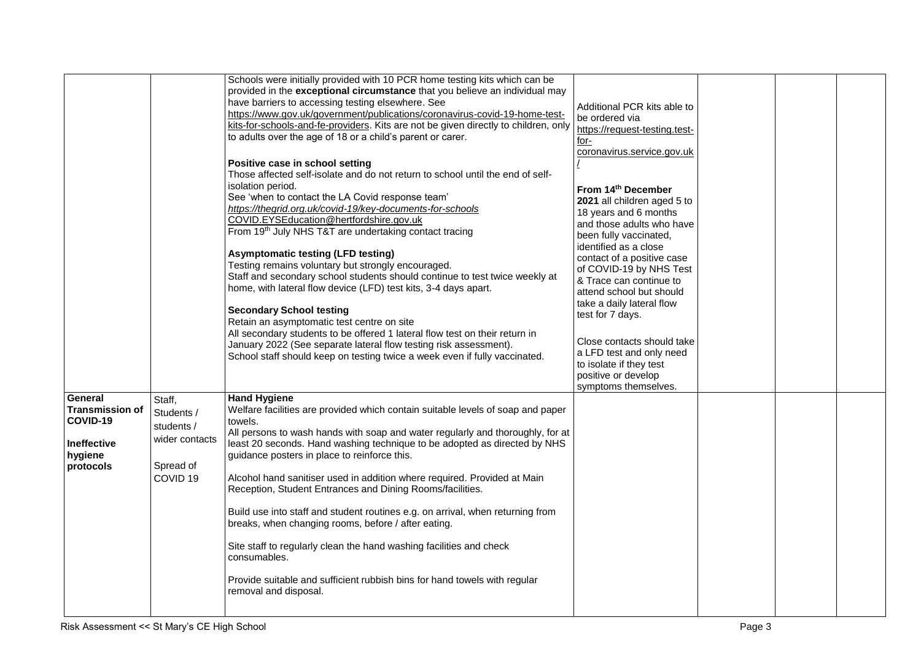| | | | | | | |
|---|---|---|---|---|---|---|
| | | Schools were initially provided with 10 PCR home testing kits which can be provided in the **exceptional circumstance** that you believe an individual may have barriers to accessing testing elsewhere. See https://www.gov.uk/government/publications/coronavirus-covid-19-home-test-kits-for-schools-and-fe-providers. Kits are not be given directly to children, only to adults over the age of 18 or a child's parent or carer.<br><br>**Positive case in school setting**<br>Those affected self-isolate and do not return to school until the end of self-isolation period.<br>See 'when to contact the LA Covid response team'<br>*https://thegrid.org.uk/covid-19/key-documents-for-schools*<br>COVID.EYSEducation@hertfordshire.gov.uk<br>From 19th July NHS T&T are undertaking contact tracing<br><br>**Asymptomatic testing (LFD testing)**<br>Testing remains voluntary but strongly encouraged.<br>Staff and secondary school students should continue to test twice weekly at home, with lateral flow device (LFD) test kits, 3-4 days apart.<br><br>**Secondary School testing**<br>Retain an asymptomatic test centre on site<br>All secondary students to be offered 1 lateral flow test on their return in January 2022 (See separate lateral flow testing risk assessment).<br>School staff should keep on testing twice a week even if fully vaccinated. | Additional PCR kits able to be ordered via https://request-testing.test-for-coronavirus.service.gov.uk/<br><br>**From 14th December 2021** all children aged 5 to 18 years and 6 months and those adults who have been fully vaccinated, identified as a close contact of a positive case of COVID-19 by NHS Test & Trace can continue to attend school but should take a daily lateral flow test for 7 days.<br><br>Close contacts should take a LFD test and only need to isolate if they test positive or develop symptoms themselves. | | | |
| **General Transmission of COVID-19**<br><br>**Ineffective hygiene protocols** | Staff, Students / students / wider contacts<br><br>Spread of COVID 19 | **Hand Hygiene**<br>Welfare facilities are provided which contain suitable levels of soap and paper towels.<br>All persons to wash hands with soap and water regularly and thoroughly, for at least 20 seconds. Hand washing technique to be adopted as directed by NHS guidance posters in place to reinforce this.<br><br>Alcohol hand sanitiser used in addition where required. Provided at Main Reception, Student Entrances and Dining Rooms/facilities.<br><br>Build use into staff and student routines e.g. on arrival, when returning from breaks, when changing rooms, before / after eating.<br><br>Site staff to regularly clean the hand washing facilities and check consumables.<br><br>Provide suitable and sufficient rubbish bins for hand towels with regular removal and disposal. | | | | |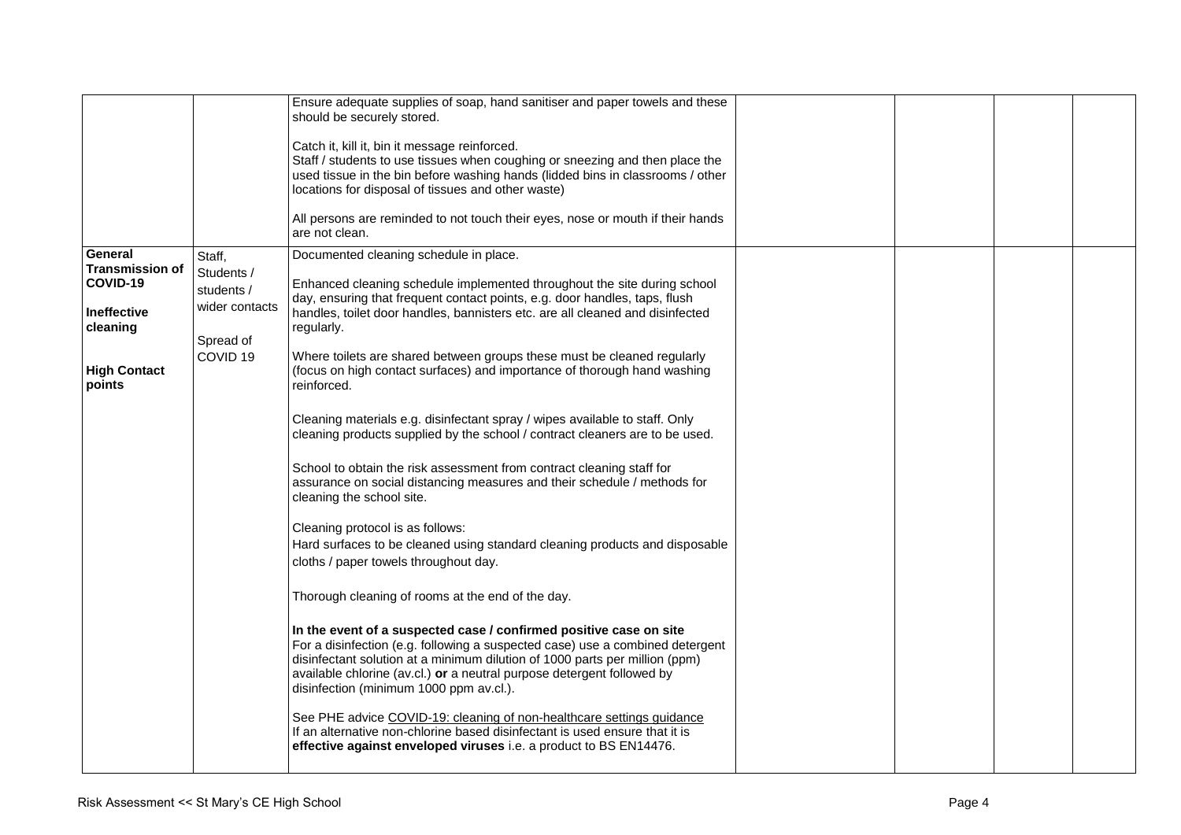| | | | | | | |
|---|---|---|---|---|---|---|
| | | Ensure adequate supplies of soap, hand sanitiser and paper towels and these should be securely stored.<br><br>Catch it, kill it, bin it message reinforced.<br>Staff / students to use tissues when coughing or sneezing and then place the used tissue in the bin before washing hands (lidded bins in classrooms / other locations for disposal of tissues and other waste)<br><br>All persons are reminded to not touch their eyes, nose or mouth if their hands are not clean. | | | | |
| **General Transmission of COVID-19**<br><br>**Ineffective cleaning**<br><br>**High Contact points** | Staff, Students / students / wider contacts<br><br>Spread of COVID 19 | Documented cleaning schedule in place.<br><br>Enhanced cleaning schedule implemented throughout the site during school day, ensuring that frequent contact points, e.g. door handles, taps, flush handles, toilet door handles, bannisters etc. are all cleaned and disinfected regularly.<br><br>Where toilets are shared between groups these must be cleaned regularly (focus on high contact surfaces) and importance of thorough hand washing reinforced.<br><br>Cleaning materials e.g. disinfectant spray / wipes available to staff. Only cleaning products supplied by the school / contract cleaners are to be used.<br><br>School to obtain the risk assessment from contract cleaning staff for assurance on social distancing measures and their schedule / methods for cleaning the school site.<br><br>Cleaning protocol is as follows:<br>Hard surfaces to be cleaned using standard cleaning products and disposable cloths / paper towels throughout day.<br><br>Thorough cleaning of rooms at the end of the day.<br><br>**In the event of a suspected case / confirmed positive case on site**<br>For a disinfection (e.g. following a suspected case) use a combined detergent disinfectant solution at a minimum dilution of 1000 parts per million (ppm) available chlorine (av.cl.) **or** a neutral purpose detergent followed by disinfection (minimum 1000 ppm av.cl.).<br><br>See PHE advice COVID-19: cleaning of non-healthcare settings guidance<br>If an alternative non-chlorine based disinfectant is used ensure that it is **effective against enveloped viruses** i.e. a product to BS EN14476. | | | | |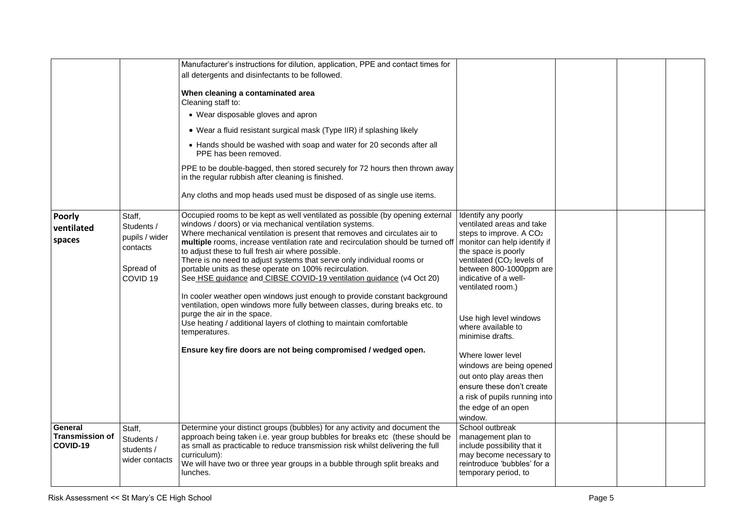| | | | | | | |
|---|---|---|---|---|---|---|
| | | Manufacturer's instructions for dilution, application, PPE and contact times for all detergents and disinfectants to be followed.<br><br>**When cleaning a contaminated area**<br>Cleaning staff to:<br>• Wear disposable gloves and apron<br>• Wear a fluid resistant surgical mask (Type IIR) if splashing likely<br>• Hands should be washed with soap and water for 20 seconds after all PPE has been removed.<br><br>PPE to be double-bagged, then stored securely for 72 hours then thrown away in the regular rubbish after cleaning is finished.<br><br>Any cloths and mop heads used must be disposed of as single use items. | | | | |
| **Poorly ventilated spaces** | Staff, Students / pupils / wider contacts<br><br>Spread of COVID 19 | Occupied rooms to be kept as well ventilated as possible (by opening external windows / doors) or via mechanical ventilation systems.<br>Where mechanical ventilation is present that removes and circulates air to **multiple** rooms, increase ventilation rate and recirculation should be turned off to adjust these to full fresh air where possible.<br>There is no need to adjust systems that serve only individual rooms or portable units as these operate on 100% recirculation.<br>See HSE guidance and CIBSE COVID-19 ventilation guidance (v4 Oct 20)<br><br>In cooler weather open windows just enough to provide constant background ventilation, open windows more fully between classes, during breaks etc. to purge the air in the space.<br>Use heating / additional layers of clothing to maintain comfortable temperatures.<br><br>**Ensure key fire doors are not being compromised / wedged open.** | Identify any poorly ventilated areas and take steps to improve. A $CO_2$ monitor can help identify if the space is poorly ventilated ($CO_2$ levels of between 800-1000ppm are indicative of a well-ventilated room.)<br><br>Use high level windows where available to minimise drafts.<br><br>Where lower level windows are being opened out onto play areas then ensure these don't create a risk of pupils running into the edge of an open window. | | | |
| **General Transmission of COVID-19** | Staff, Students / students / wider contacts | Determine your distinct groups (bubbles) for any activity and document the approach being taken i.e. year group bubbles for breaks etc (these should be as small as practicable to reduce transmission risk whilst delivering the full curriculum):<br>We will have two or three year groups in a bubble through split breaks and lunches. | School outbreak management plan to include possibility that it may become necessary to reintroduce 'bubbles' for a temporary period, to | | | |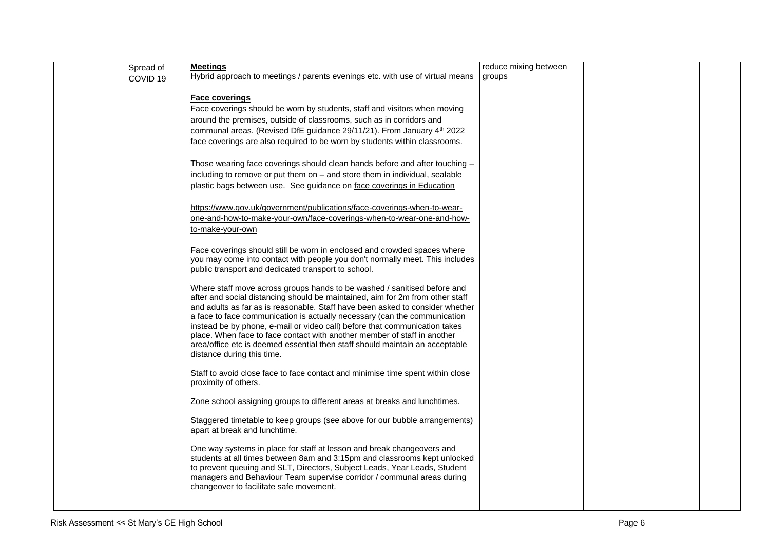| | | | | | | |
|---|---|---|---|---|---|---|
| | Spread of COVID 19 | **Meetings**<br>Hybrid approach to meetings / parents evenings etc. with use of virtual means<br><br>**Face coverings**<br>Face coverings should be worn by students, staff and visitors when moving around the premises, outside of classrooms, such as in corridors and communal areas. (Revised DfE guidance 29/11/21). From January 4th 2022 face coverings are also required to be worn by students within classrooms.<br><br>Those wearing face coverings should clean hands before and after touching – including to remove or put them on – and store them in individual, sealable plastic bags between use. See guidance on face coverings in Education<br><br>https://www.gov.uk/government/publications/face-coverings-when-to-wear-one-and-how-to-make-your-own/face-coverings-when-to-wear-one-and-how-to-make-your-own<br><br>Face coverings should still be worn in enclosed and crowded spaces where you may come into contact with people you don't normally meet. This includes public transport and dedicated transport to school.<br><br>Where staff move across groups hands to be washed / sanitised before and after and social distancing should be maintained, aim for 2m from other staff and adults as far as is reasonable. Staff have been asked to consider whether a face to face communication is actually necessary (can the communication instead be by phone, e-mail or video call) before that communication takes place. When face to face contact with another member of staff in another area/office etc is deemed essential then staff should maintain an acceptable distance during this time.<br><br>Staff to avoid close face to face contact and minimise time spent within close proximity of others.<br><br>Zone school assigning groups to different areas at breaks and lunchtimes.<br><br>Staggered timetable to keep groups (see above for our bubble arrangements) apart at break and lunchtime.<br><br>One way systems in place for staff at lesson and break changeovers and students at all times between 8am and 3:15pm and classrooms kept unlocked to prevent queuing and SLT, Directors, Subject Leads, Year Leads, Student managers and Behaviour Team supervise corridor / communal areas during changeover to facilitate safe movement. | reduce mixing between groups | | | |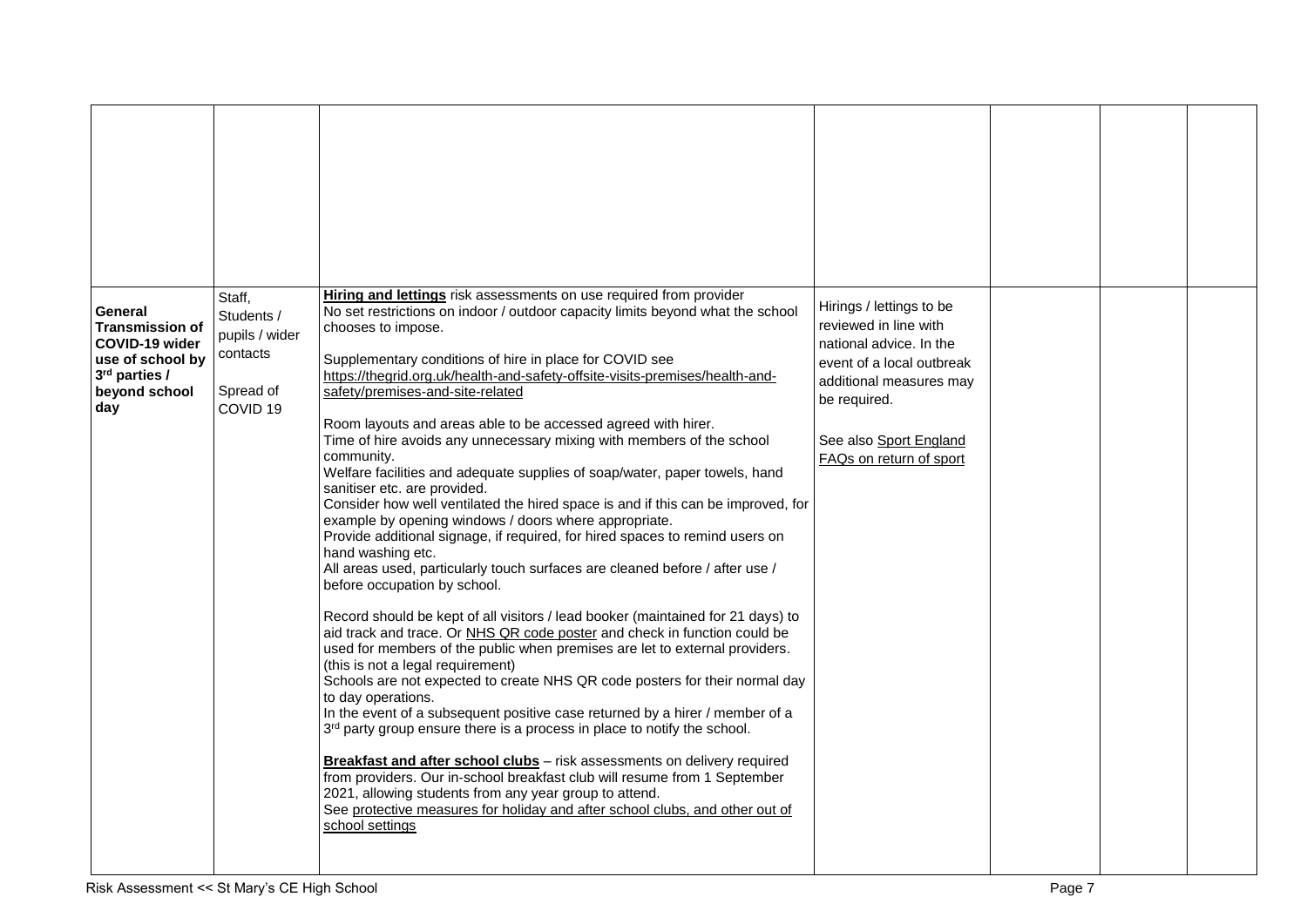| | | | | | | |
|---|---|---|---|---|---|---|
| | | | | | | |
| **General Transmission of COVID-19 wider use of school by 3rd parties / beyond school day** | Staff, Students / pupils / wider contacts<br><br>Spread of COVID 19 | **Hiring and lettings** risk assessments on use required from provider<br>No set restrictions on indoor / outdoor capacity limits beyond what the school chooses to impose.<br><br>Supplementary conditions of hire in place for COVID see https://thegrid.org.uk/health-and-safety-offsite-visits-premises/health-and-safety/premises-and-site-related<br><br>Room layouts and areas able to be accessed agreed with hirer.<br>Time of hire avoids any unnecessary mixing with members of the school community.<br>Welfare facilities and adequate supplies of soap/water, paper towels, hand sanitiser etc. are provided.<br>Consider how well ventilated the hired space is and if this can be improved, for example by opening windows / doors where appropriate.<br>Provide additional signage, if required, for hired spaces to remind users on hand washing etc.<br>All areas used, particularly touch surfaces are cleaned before / after use / before occupation by school.<br><br>Record should be kept of all visitors / lead booker (maintained for 21 days) to aid track and trace. Or NHS QR code poster and check in function could be used for members of the public when premises are let to external providers. (this is not a legal requirement)<br>Schools are not expected to create NHS QR code posters for their normal day to day operations.<br>In the event of a subsequent positive case returned by a hirer / member of a 3rd party group ensure there is a process in place to notify the school.<br><br>**Breakfast and after school clubs** – risk assessments on delivery required from providers. Our in-school breakfast club will resume from 1 September 2021, allowing students from any year group to attend.<br>See protective measures for holiday and after school clubs, and other out of school settings | Hirings / lettings to be reviewed in line with national advice. In the event of a local outbreak additional measures may be required.<br><br>See also Sport England FAQs on return of sport | | | |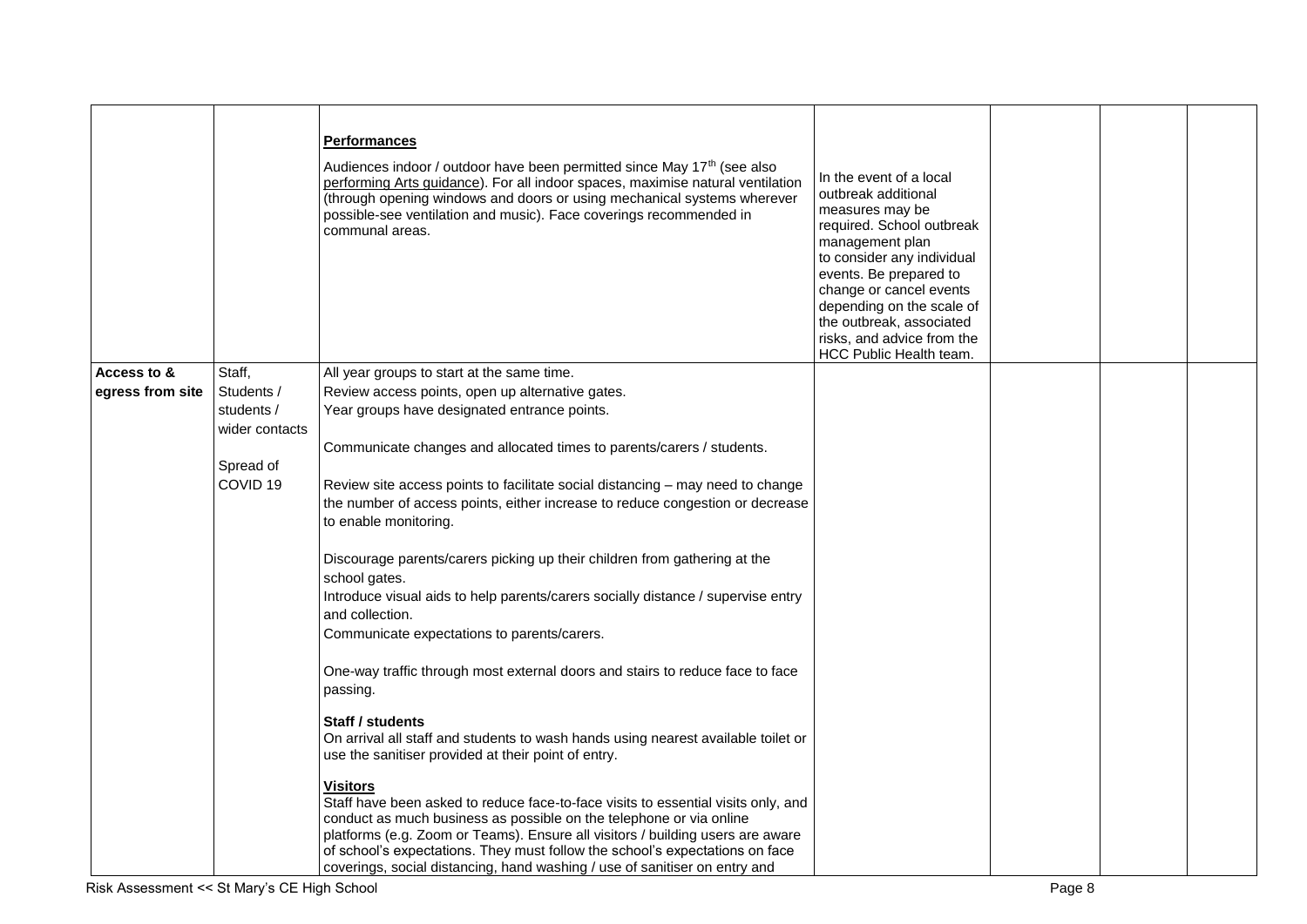| | | | | | | |
|---|---|---|---|---|---|---|
| | | **Performances**<br><br>Audiences indoor / outdoor have been permitted since May 17th (see also performing Arts guidance). For all indoor spaces, maximise natural ventilation (through opening windows and doors or using mechanical systems wherever possible-see ventilation and music). Face coverings recommended in communal areas. | In the event of a local outbreak additional measures may be required. School outbreak management plan to consider any individual events. Be prepared to change or cancel events depending on the scale of the outbreak, associated risks, and advice from the HCC Public Health team. | | | |
| **Access to & egress from site** | Staff, Students / students / wider contacts<br><br>Spread of COVID 19 | All year groups to start at the same time.<br>Review access points, open up alternative gates.<br>Year groups have designated entrance points.<br><br>Communicate changes and allocated times to parents/carers / students.<br><br>Review site access points to facilitate social distancing – may need to change the number of access points, either increase to reduce congestion or decrease to enable monitoring.<br><br>Discourage parents/carers picking up their children from gathering at the school gates.<br>Introduce visual aids to help parents/carers socially distance / supervise entry and collection.<br>Communicate expectations to parents/carers.<br><br>One-way traffic through most external doors and stairs to reduce face to face passing.<br><br>**Staff / students**<br>On arrival all staff and students to wash hands using nearest available toilet or use the sanitiser provided at their point of entry.<br><br>**Visitors**<br>Staff have been asked to reduce face-to-face visits to essential visits only, and conduct as much business as possible on the telephone or via online platforms (e.g. Zoom or Teams). Ensure all visitors / building users are aware of school's expectations. They must follow the school's expectations on face coverings, social distancing, hand washing / use of sanitiser on entry and | | | | |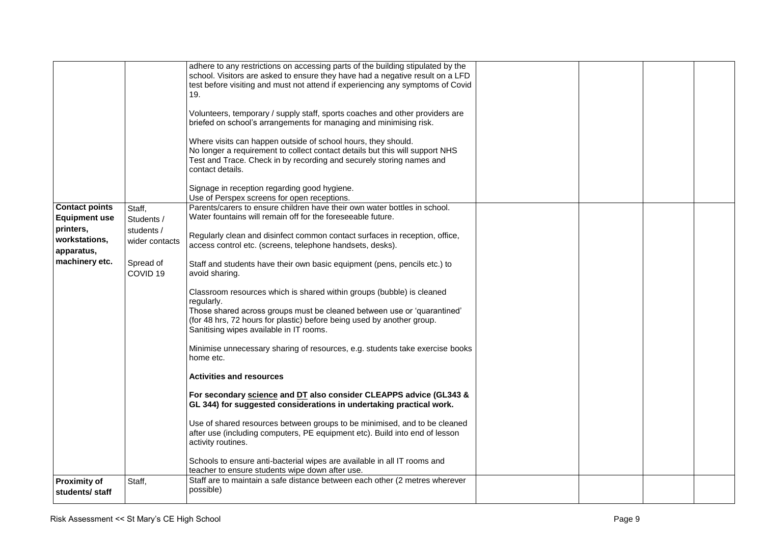| | | | | | | |
|---|---|---|---|---|---|---|
| | | adhere to any restrictions on accessing parts of the building stipulated by the school. Visitors are asked to ensure they have had a negative result on a LFD test before visiting and must not attend if experiencing any symptoms of Covid 19.<br><br>Volunteers, temporary / supply staff, sports coaches and other providers are briefed on school's arrangements for managing and minimising risk.<br><br>Where visits can happen outside of school hours, they should.<br>No longer a requirement to collect contact details but this will support NHS Test and Trace. Check in by recording and securely storing names and contact details.<br><br>Signage in reception regarding good hygiene.<br>Use of Perspex screens for open receptions. | | | | |
| **Contact points Equipment use printers, workstations, apparatus, machinery etc.** | Staff, Students / students / wider contacts<br><br>Spread of COVID 19 | Parents/carers to ensure children have their own water bottles in school. Water fountains will remain off for the foreseeable future.<br><br>Regularly clean and disinfect common contact surfaces in reception, office, access control etc. (screens, telephone handsets, desks).<br><br>Staff and students have their own basic equipment (pens, pencils etc.) to avoid sharing.<br><br>Classroom resources which is shared within groups (bubble) is cleaned regularly.<br>Those shared across groups must be cleaned between use or 'quarantined' (for 48 hrs, 72 hours for plastic) before being used by another group.<br>Sanitising wipes available in IT rooms.<br><br>Minimise unnecessary sharing of resources, e.g. students take exercise books home etc.<br><br>**Activities and resources**<br><br>**For secondary <u>science</u> and <u>DT</u> also consider CLEAPPS advice (GL343 & GL 344) for suggested considerations in undertaking practical work.**<br><br>Use of shared resources between groups to be minimised, and to be cleaned after use (including computers, PE equipment etc). Build into end of lesson activity routines.<br><br>Schools to ensure anti-bacterial wipes are available in all IT rooms and teacher to ensure students wipe down after use. | | | | |
| **Proximity of students/ staff** | Staff, | Staff are to maintain a safe distance between each other (2 metres wherever possible) | | | | |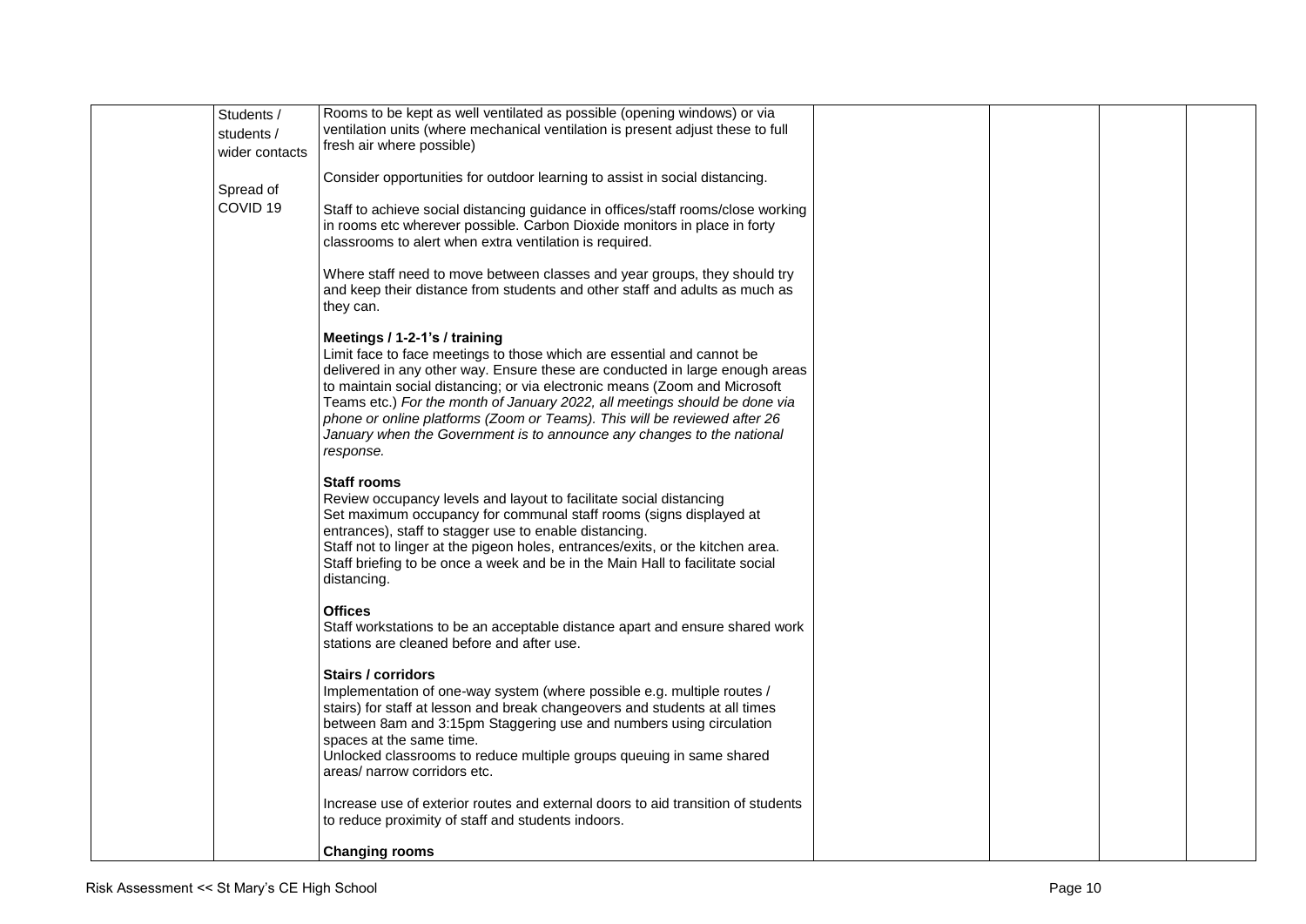| | | | | | | |
|---|---|---|---|---|---|---|
| | Students / students / wider contacts<br><br>Spread of COVID 19 | Rooms to be kept as well ventilated as possible (opening windows) or via ventilation units (where mechanical ventilation is present adjust these to full fresh air where possible)<br><br>Consider opportunities for outdoor learning to assist in social distancing.<br><br>Staff to achieve social distancing guidance in offices/staff rooms/close working in rooms etc wherever possible. Carbon Dioxide monitors in place in forty classrooms to alert when extra ventilation is required.<br><br>Where staff need to move between classes and year groups, they should try and keep their distance from students and other staff and adults as much as they can.<br><br>**Meetings / 1-2-1's / training**<br>Limit face to face meetings to those which are essential and cannot be delivered in any other way. Ensure these are conducted in large enough areas to maintain social distancing; or via electronic means (Zoom and Microsoft Teams etc.) *For the month of January 2022, all meetings should be done via phone or online platforms (Zoom or Teams). This will be reviewed after 26 January when the Government is to announce any changes to the national response.*<br><br>**Staff rooms**<br>Review occupancy levels and layout to facilitate social distancing<br>Set maximum occupancy for communal staff rooms (signs displayed at entrances), staff to stagger use to enable distancing.<br>Staff not to linger at the pigeon holes, entrances/exits, or the kitchen area.<br>Staff briefing to be once a week and be in the Main Hall to facilitate social distancing.<br><br>**Offices**<br>Staff workstations to be an acceptable distance apart and ensure shared work stations are cleaned before and after use.<br><br>**Stairs / corridors**<br>Implementation of one-way system (where possible e.g. multiple routes / stairs) for staff at lesson and break changeovers and students at all times between 8am and 3:15pm Staggering use and numbers using circulation spaces at the same time.<br>Unlocked classrooms to reduce multiple groups queuing in same shared areas/ narrow corridors etc.<br><br>Increase use of exterior routes and external doors to aid transition of students to reduce proximity of staff and students indoors.<br><br>**Changing rooms** | | | | |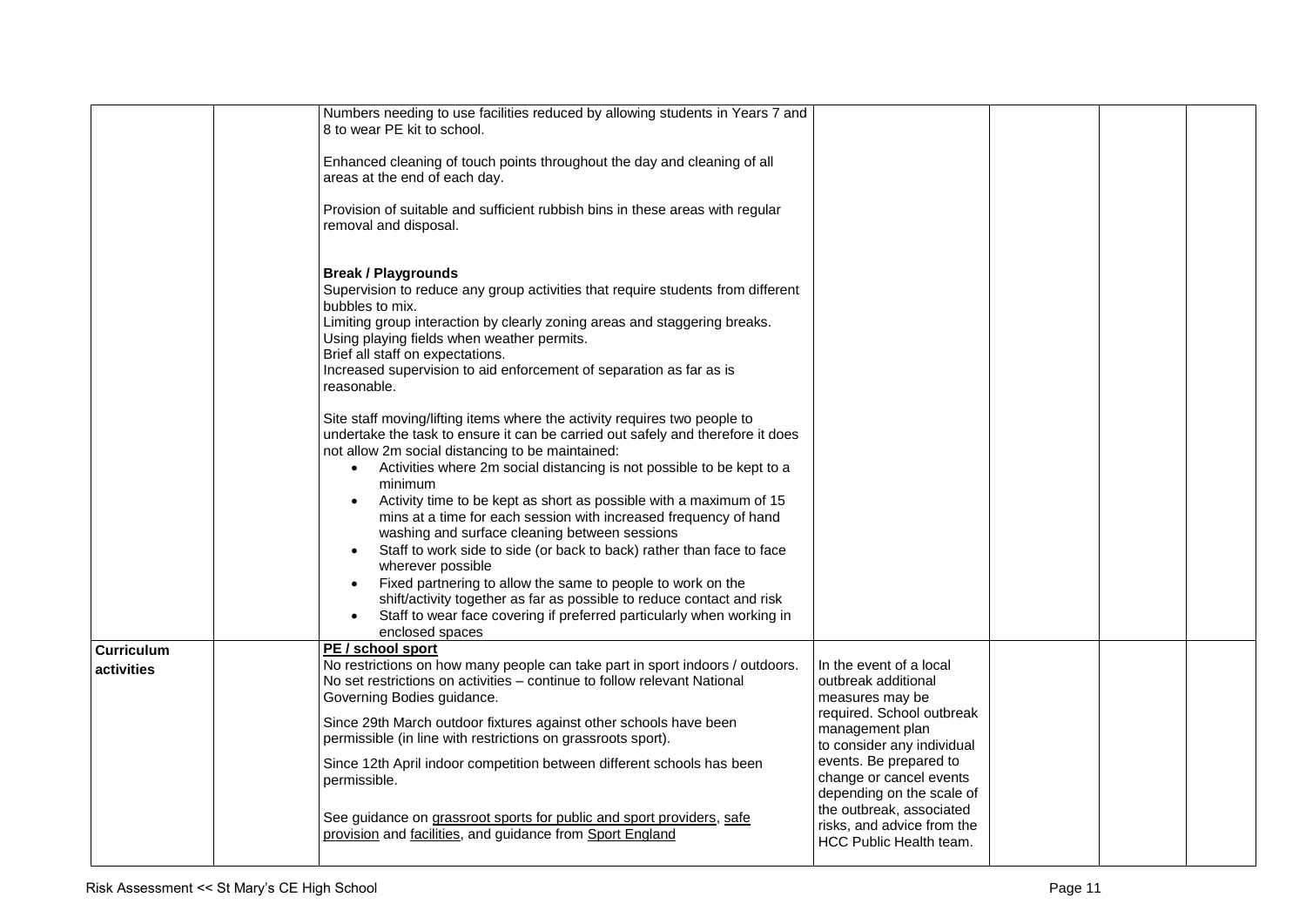| | | | | | | |
|---|---|---|---|---|---|---|
| | | Numbers needing to use facilities reduced by allowing students in Years 7 and 8 to wear PE kit to school.<br><br>Enhanced cleaning of touch points throughout the day and cleaning of all areas at the end of each day.<br><br>Provision of suitable and sufficient rubbish bins in these areas with regular removal and disposal.<br><br>**Break / Playgrounds**<br>Supervision to reduce any group activities that require students from different bubbles to mix.<br>Limiting group interaction by clearly zoning areas and staggering breaks.<br>Using playing fields when weather permits.<br>Brief all staff on expectations.<br>Increased supervision to aid enforcement of separation as far as is reasonable.<br><br>Site staff moving/lifting items where the activity requires two people to undertake the task to ensure it can be carried out safely and therefore it does not allow 2m social distancing to be maintained:<br>• Activities where 2m social distancing is not possible to be kept to a minimum<br>• Activity time to be kept as short as possible with a maximum of 15 mins at a time for each session with increased frequency of hand washing and surface cleaning between sessions<br>• Staff to work side to side (or back to back) rather than face to face wherever possible<br>• Fixed partnering to allow the same to people to work on the shift/activity together as far as possible to reduce contact and risk<br>• Staff to wear face covering if preferred particularly when working in enclosed spaces | | | | |
| **Curriculum activities** | | **PE / school sport**<br>No restrictions on how many people can take part in sport indoors / outdoors. No set restrictions on activities – continue to follow relevant National Governing Bodies guidance.<br><br>Since 29th March outdoor fixtures against other schools have been permissible (in line with restrictions on grassroots sport).<br><br>Since 12th April indoor competition between different schools has been permissible.<br><br>See guidance on grassroot sports for public and sport providers, safe provision and facilities, and guidance from Sport England | In the event of a local outbreak additional measures may be required. School outbreak management plan to consider any individual events. Be prepared to change or cancel events depending on the scale of the outbreak, associated risks, and advice from the HCC Public Health team. | | | |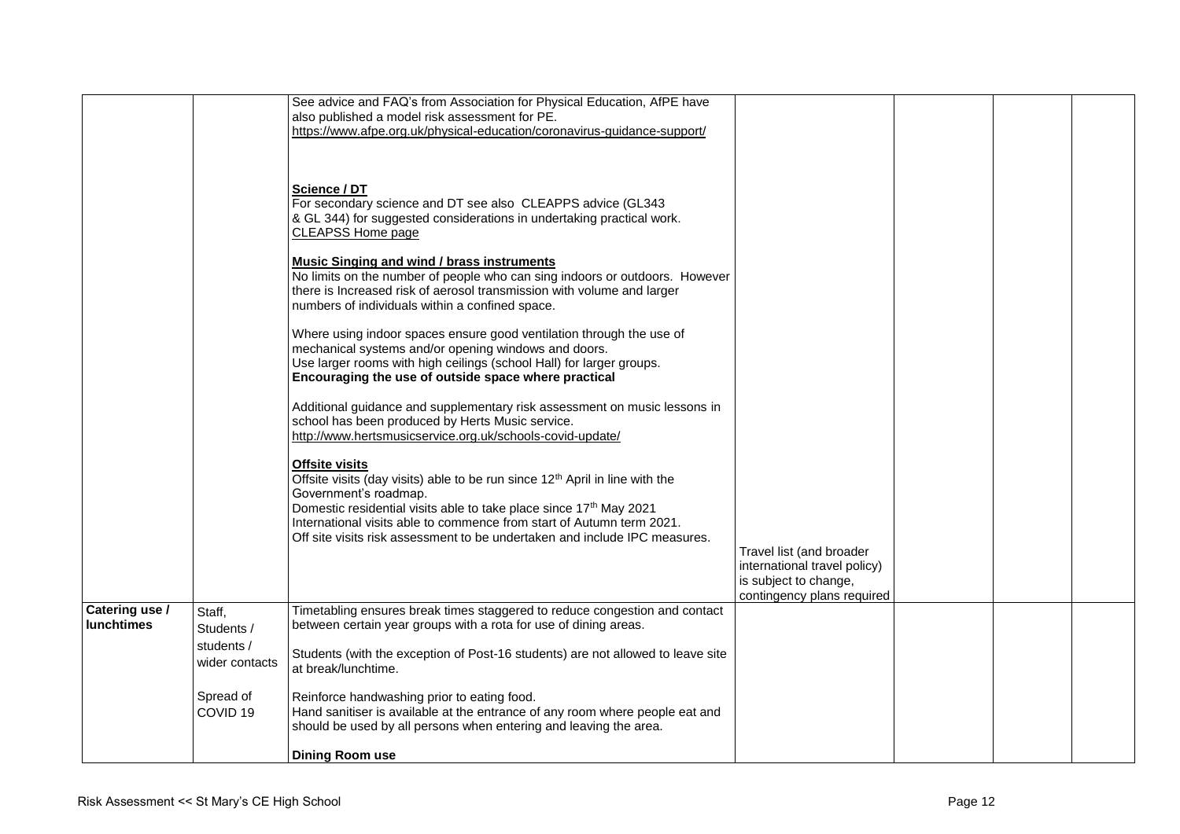| | | | | | | |
|---|---|---|---|---|---|---|
| | | See advice and FAQ's from Association for Physical Education, AfPE have also published a model risk assessment for PE.<br>https://www.afpe.org.uk/physical-education/coronavirus-guidance-support/<br><br>**Science / DT**<br>For secondary science and DT see also CLEAPPS advice (GL343 & GL 344) for suggested considerations in undertaking practical work.<br>CLEAPSS Home page<br><br>**Music Singing and wind / brass instruments**<br>No limits on the number of people who can sing indoors or outdoors. However there is Increased risk of aerosol transmission with volume and larger numbers of individuals within a confined space.<br><br>Where using indoor spaces ensure good ventilation through the use of mechanical systems and/or opening windows and doors.<br>Use larger rooms with high ceilings (school Hall) for larger groups.<br>**Encouraging the use of outside space where practical**<br><br>Additional guidance and supplementary risk assessment on music lessons in school has been produced by Herts Music service.<br>http://www.hertsmusicservice.org.uk/schools-covid-update/<br><br>**Offsite visits**<br>Offsite visits (day visits) able to be run since 12th April in line with the Government's roadmap.<br>Domestic residential visits able to take place since 17th May 2021<br>International visits able to commence from start of Autumn term 2021.<br>Off site visits risk assessment to be undertaken and include IPC measures. | Travel list (and broader international travel policy) is subject to change, contingency plans required | | | |
| **Catering use / lunchtimes** | Staff, Students / students / wider contacts<br><br>Spread of COVID 19 | Timetabling ensures break times staggered to reduce congestion and contact between certain year groups with a rota for use of dining areas.<br><br>Students (with the exception of Post-16 students) are not allowed to leave site at break/lunchtime.<br><br>Reinforce handwashing prior to eating food.<br>Hand sanitiser is available at the entrance of any room where people eat and should be used by all persons when entering and leaving the area.<br><br>**Dining Room use** | | | | |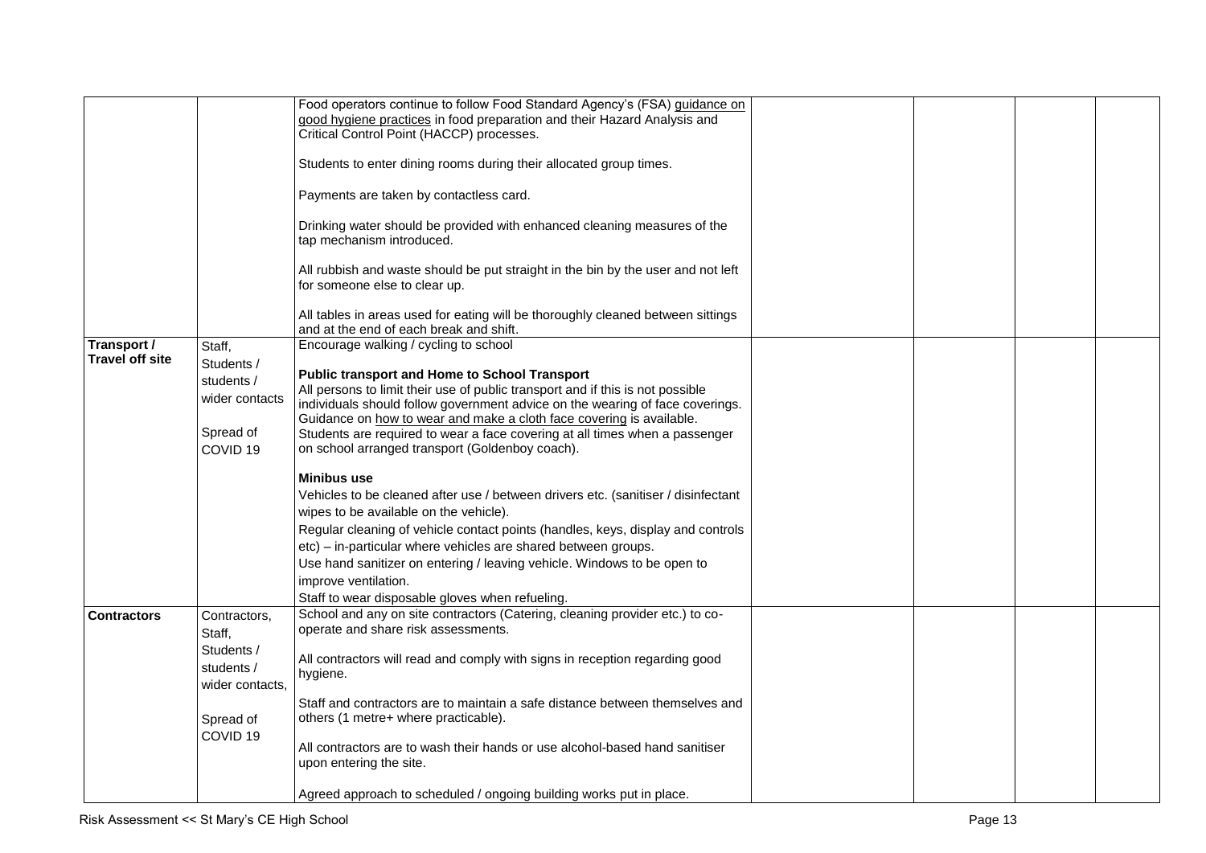| | | | | | | |
|---|---|---|---|---|---|---|
| | | Food operators continue to follow Food Standard Agency's (FSA) guidance on good hygiene practices in food preparation and their Hazard Analysis and Critical Control Point (HACCP) processes.<br><br>Students to enter dining rooms during their allocated group times.<br><br>Payments are taken by contactless card.<br><br>Drinking water should be provided with enhanced cleaning measures of the tap mechanism introduced.<br><br>All rubbish and waste should be put straight in the bin by the user and not left for someone else to clear up.<br><br>All tables in areas used for eating will be thoroughly cleaned between sittings and at the end of each break and shift. | | | | |
| **Transport / Travel off site** | Staff, Students / students / wider contacts<br><br>Spread of COVID 19 | Encourage walking / cycling to school<br><br>**Public transport and Home to School Transport**<br>All persons to limit their use of public transport and if this is not possible individuals should follow government advice on the wearing of face coverings. Guidance on how to wear and make a cloth face covering is available.<br>Students are required to wear a face covering at all times when a passenger on school arranged transport (Goldenboy coach).<br><br>**Minibus use**<br>Vehicles to be cleaned after use / between drivers etc. (sanitiser / disinfectant wipes to be available on the vehicle).<br>Regular cleaning of vehicle contact points (handles, keys, display and controls etc) – in-particular where vehicles are shared between groups.<br>Use hand sanitizer on entering / leaving vehicle. Windows to be open to improve ventilation.<br>Staff to wear disposable gloves when refueling. | | | | |
| **Contractors** | Contractors, Staff, Students / students / wider contacts,<br><br>Spread of COVID 19 | School and any on site contractors (Catering, cleaning provider etc.) to co-operate and share risk assessments.<br><br>All contractors will read and comply with signs in reception regarding good hygiene.<br><br>Staff and contractors are to maintain a safe distance between themselves and others (1 metre+ where practicable).<br><br>All contractors are to wash their hands or use alcohol-based hand sanitiser upon entering the site.<br><br>Agreed approach to scheduled / ongoing building works put in place. | | | | |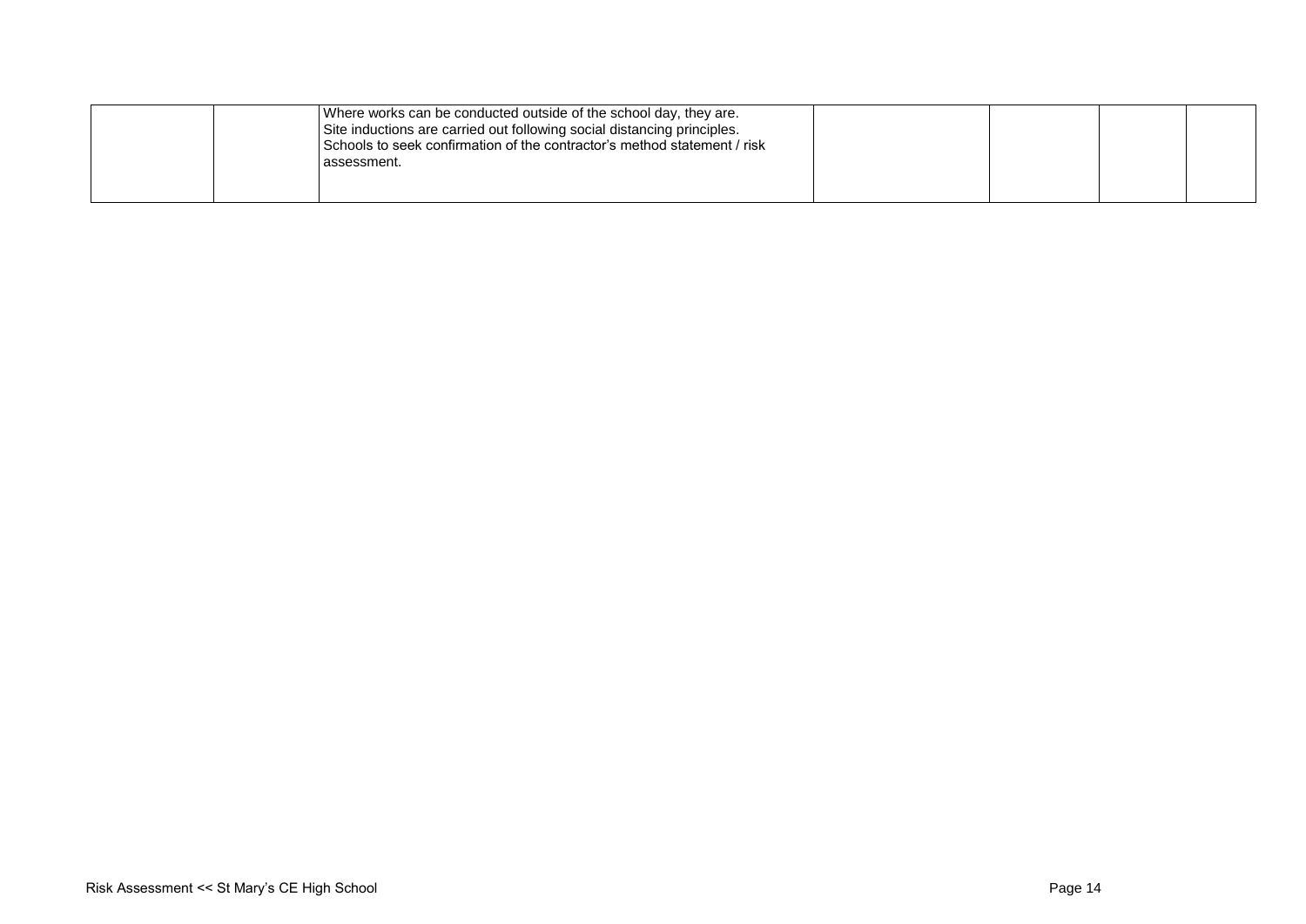|  |  |  |  |  |  |  |
|---|---|---|---|---|---|---|
|  |  | Where works can be conducted outside of the school day, they are.<br>Site inductions are carried out following social distancing principles.<br>Schools to seek confirmation of the contractor's method statement / risk assessment. |  |  |  |  |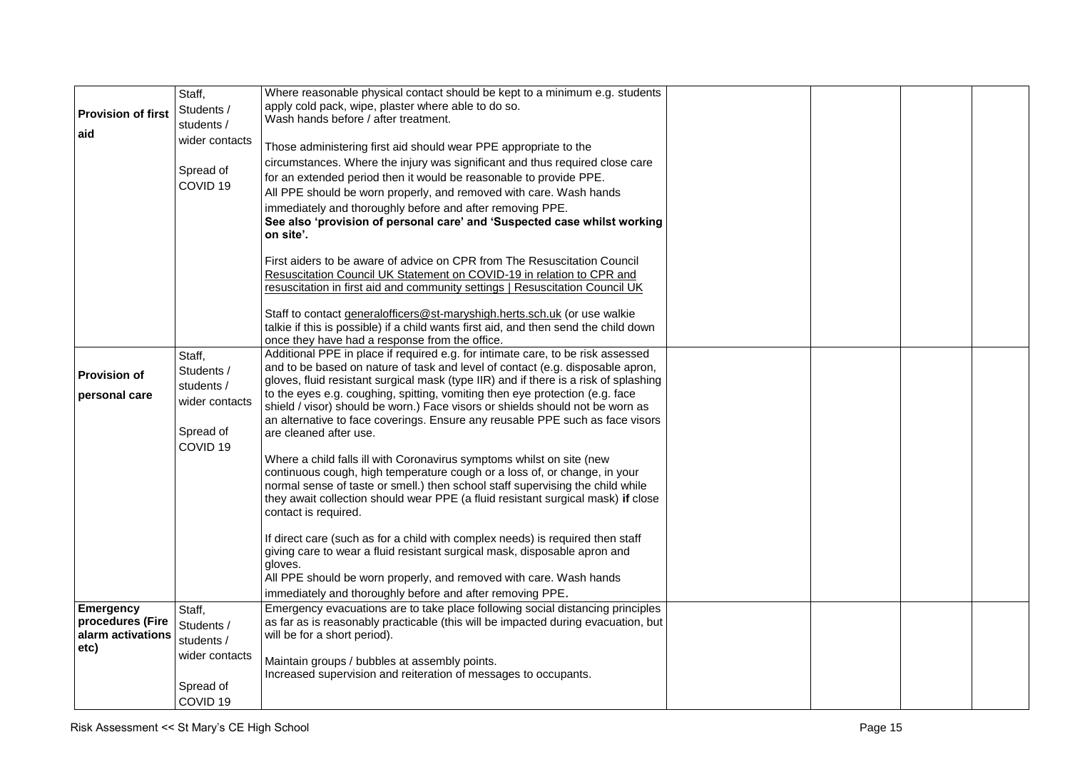| | | | | | | |
|---|---|---|---|---|---|---|
| **Provision of first aid** | Staff, Students / students / wider contacts<br><br>Spread of COVID 19 | Where reasonable physical contact should be kept to a minimum e.g. students apply cold pack, wipe, plaster where able to do so.<br>Wash hands before / after treatment.<br><br>Those administering first aid should wear PPE appropriate to the circumstances. Where the injury was significant and thus required close care for an extended period then it would be reasonable to provide PPE.<br>All PPE should be worn properly, and removed with care. Wash hands immediately and thoroughly before and after removing PPE.<br>**See also 'provision of personal care' and 'Suspected case whilst working on site'.**<br><br>First aiders to be aware of advice on CPR from The Resuscitation Council Resuscitation Council UK Statement on COVID-19 in relation to CPR and resuscitation in first aid and community settings \| Resuscitation Council UK<br><br>Staff to contact generalofficers@st-maryshigh.herts.sch.uk (or use walkie talkie if this is possible) if a child wants first aid, and then send the child down once they have had a response from the office. | | | | |
| **Provision of personal care** | Staff, Students / students / wider contacts<br><br>Spread of COVID 19 | Additional PPE in place if required e.g. for intimate care, to be risk assessed and to be based on nature of task and level of contact (e.g. disposable apron, gloves, fluid resistant surgical mask (type IIR) and if there is a risk of splashing to the eyes e.g. coughing, spitting, vomiting then eye protection (e.g. face shield / visor) should be worn.) Face visors or shields should not be worn as an alternative to face coverings. Ensure any reusable PPE such as face visors are cleaned after use.<br><br>Where a child falls ill with Coronavirus symptoms whilst on site (new continuous cough, high temperature cough or a loss of, or change, in your normal sense of taste or smell.) then school staff supervising the child while they await collection should wear PPE (a fluid resistant surgical mask) **if** close contact is required.<br><br>If direct care (such as for a child with complex needs) is required then staff giving care to wear a fluid resistant surgical mask, disposable apron and gloves.<br>All PPE should be worn properly, and removed with care. Wash hands immediately and thoroughly before and after removing PPE. | | | | |
| **Emergency procedures (Fire alarm activations etc)** | Staff, Students / students / wider contacts<br><br>Spread of COVID 19 | Emergency evacuations are to take place following social distancing principles as far as is reasonably practicable (this will be impacted during evacuation, but will be for a short period).<br><br>Maintain groups / bubbles at assembly points.<br>Increased supervision and reiteration of messages to occupants. | | | | |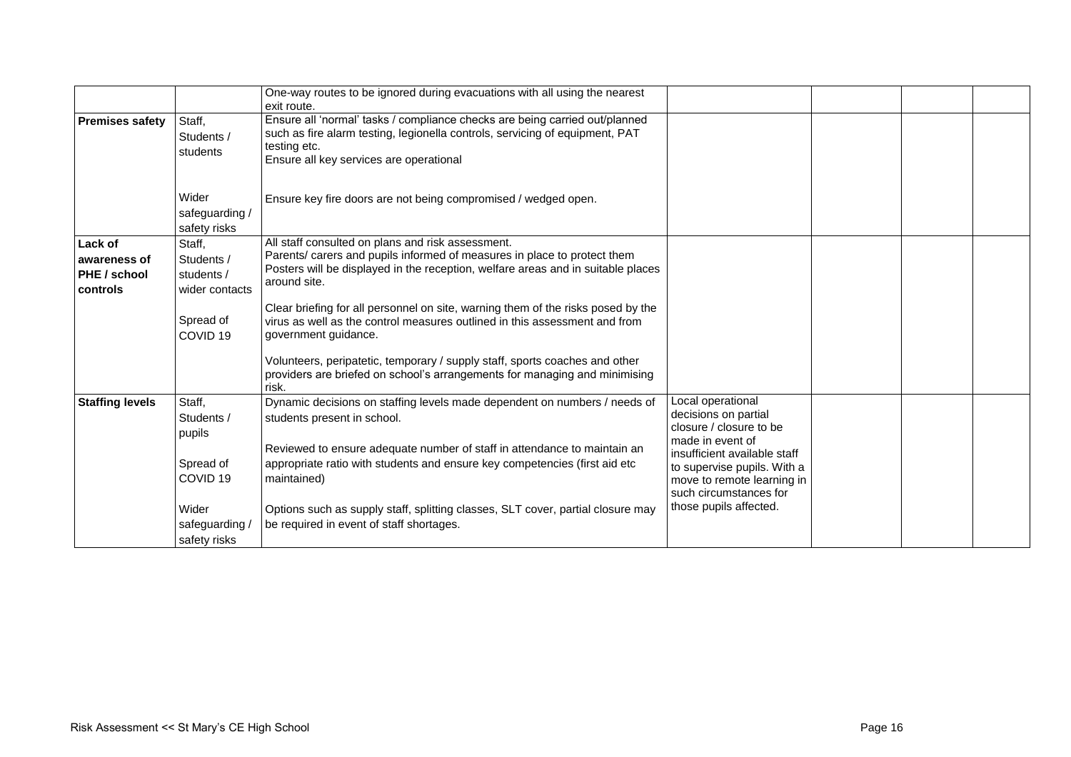| | | | | | | |
|---|---|---|---|---|---|---|
| | | One-way routes to be ignored during evacuations with all using the nearest exit route. | | | | |
| **Premises safety** | Staff,<br>Students / students<br><br>Wider safeguarding / safety risks | Ensure all 'normal' tasks / compliance checks are being carried out/planned such as fire alarm testing, legionella controls, servicing of equipment, PAT testing etc.<br>Ensure all key services are operational<br><br>Ensure key fire doors are not being compromised / wedged open. | | | | |
| **Lack of awareness of PHE / school controls** | Staff,<br>Students / students / wider contacts<br><br>Spread of COVID 19 | All staff consulted on plans and risk assessment.<br>Parents/ carers and pupils informed of measures in place to protect them<br>Posters will be displayed in the reception, welfare areas and in suitable places around site.<br><br>Clear briefing for all personnel on site, warning them of the risks posed by the virus as well as the control measures outlined in this assessment and from government guidance.<br><br>Volunteers, peripatetic, temporary / supply staff, sports coaches and other providers are briefed on school's arrangements for managing and minimising risk. | | | | |
| **Staffing levels** | Staff,<br>Students / pupils<br><br>Spread of COVID 19<br><br>Wider safeguarding / safety risks | Dynamic decisions on staffing levels made dependent on numbers / needs of students present in school.<br><br>Reviewed to ensure adequate number of staff in attendance to maintain an appropriate ratio with students and ensure key competencies (first aid etc maintained)<br><br>Options such as supply staff, splitting classes, SLT cover, partial closure may be required in event of staff shortages. | Local operational decisions on partial closure / closure to be made in event of insufficient available staff to supervise pupils. With a move to remote learning in such circumstances for those pupils affected. | | | |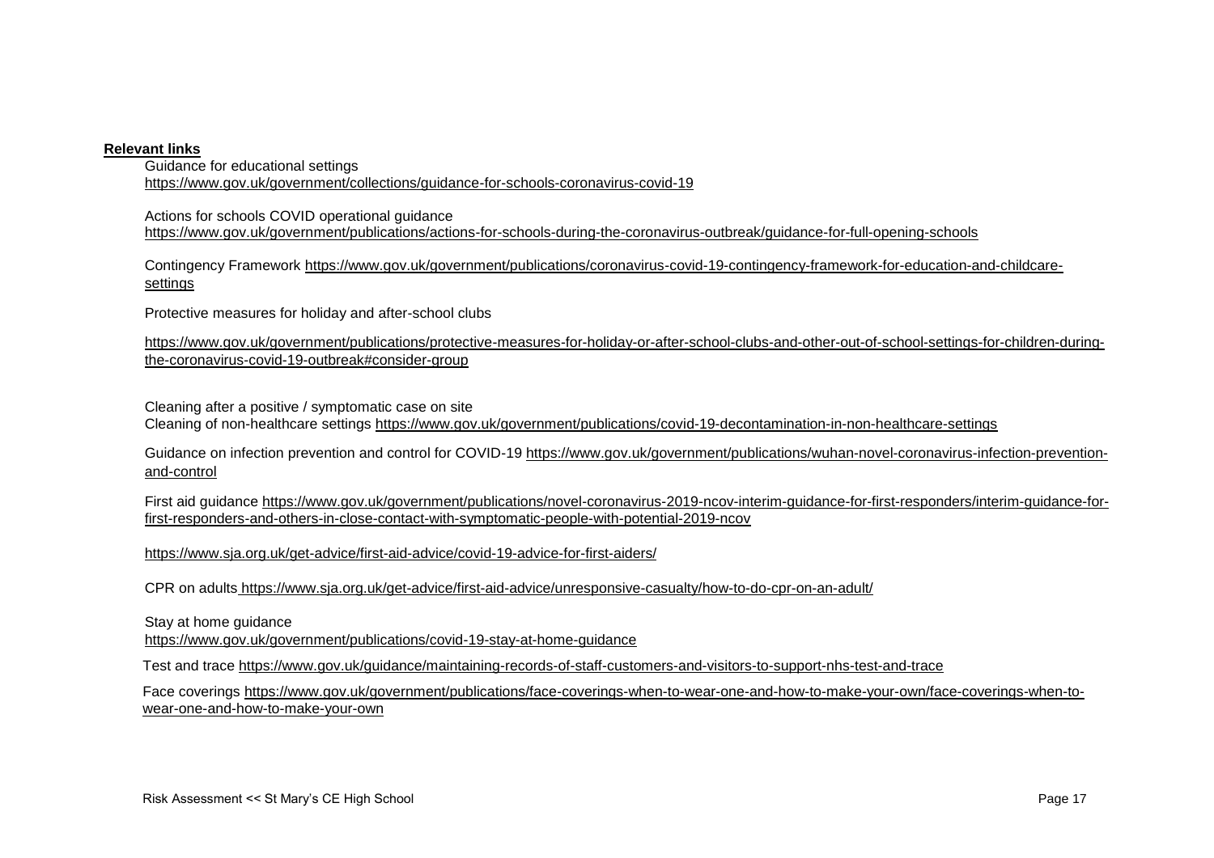**Relevant links**

Guidance for educational settings
https://www.gov.uk/government/collections/guidance-for-schools-coronavirus-covid-19

Actions for schools COVID operational guidance
https://www.gov.uk/government/publications/actions-for-schools-during-the-coronavirus-outbreak/guidance-for-full-opening-schools

Contingency Framework https://www.gov.uk/government/publications/coronavirus-covid-19-contingency-framework-for-education-and-childcare-settings

Protective measures for holiday and after-school clubs

https://www.gov.uk/government/publications/protective-measures-for-holiday-or-after-school-clubs-and-other-out-of-school-settings-for-children-during-the-coronavirus-covid-19-outbreak#consider-group

Cleaning after a positive / symptomatic case on site
Cleaning of non-healthcare settings https://www.gov.uk/government/publications/covid-19-decontamination-in-non-healthcare-settings

Guidance on infection prevention and control for COVID-19 https://www.gov.uk/government/publications/wuhan-novel-coronavirus-infection-prevention-and-control

First aid guidance https://www.gov.uk/government/publications/novel-coronavirus-2019-ncov-interim-guidance-for-first-responders/interim-guidance-for-first-responders-and-others-in-close-contact-with-symptomatic-people-with-potential-2019-ncov

https://www.sja.org.uk/get-advice/first-aid-advice/covid-19-advice-for-first-aiders/

CPR on adults https://www.sja.org.uk/get-advice/first-aid-advice/unresponsive-casualty/how-to-do-cpr-on-an-adult/

Stay at home guidance
https://www.gov.uk/government/publications/covid-19-stay-at-home-guidance

Test and trace https://www.gov.uk/guidance/maintaining-records-of-staff-customers-and-visitors-to-support-nhs-test-and-trace

Face coverings https://www.gov.uk/government/publications/face-coverings-when-to-wear-one-and-how-to-make-your-own/face-coverings-when-to-wear-one-and-how-to-make-your-own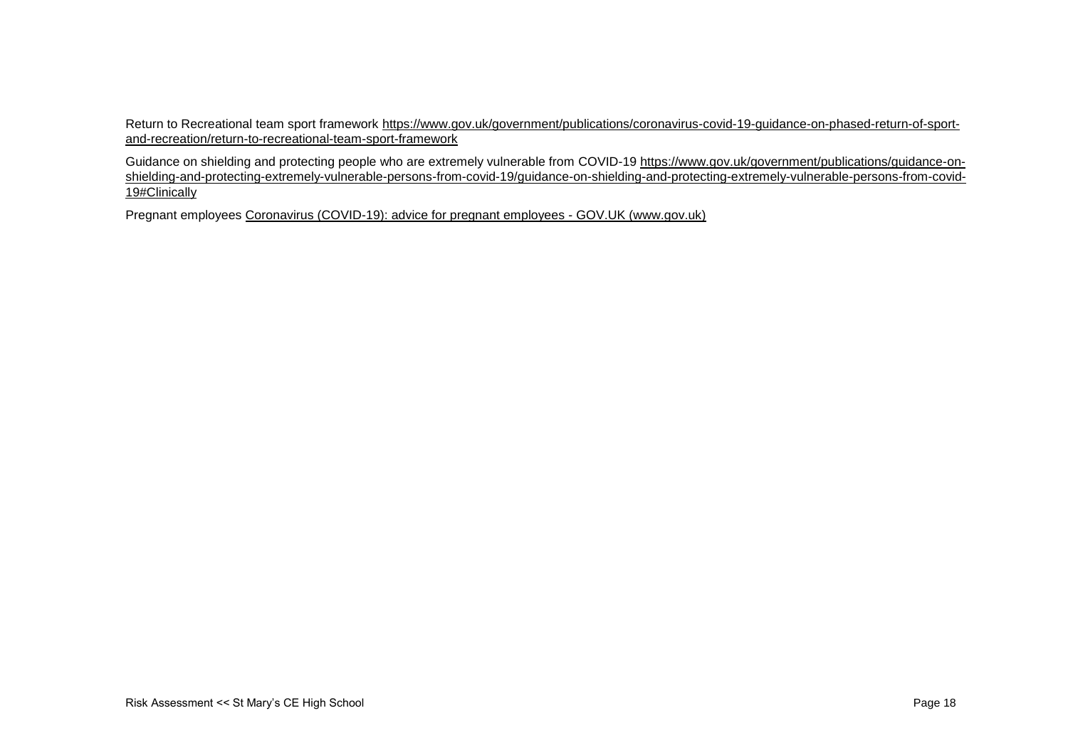Return to Recreational team sport framework https://www.gov.uk/government/publications/coronavirus-covid-19-guidance-on-phased-return-of-sport-and-recreation/return-to-recreational-team-sport-framework

Guidance on shielding and protecting people who are extremely vulnerable from COVID-19 https://www.gov.uk/government/publications/guidance-on-shielding-and-protecting-extremely-vulnerable-persons-from-covid-19/guidance-on-shielding-and-protecting-extremely-vulnerable-persons-from-covid-19#Clinically

Pregnant employees Coronavirus (COVID-19): advice for pregnant employees - GOV.UK (www.gov.uk)